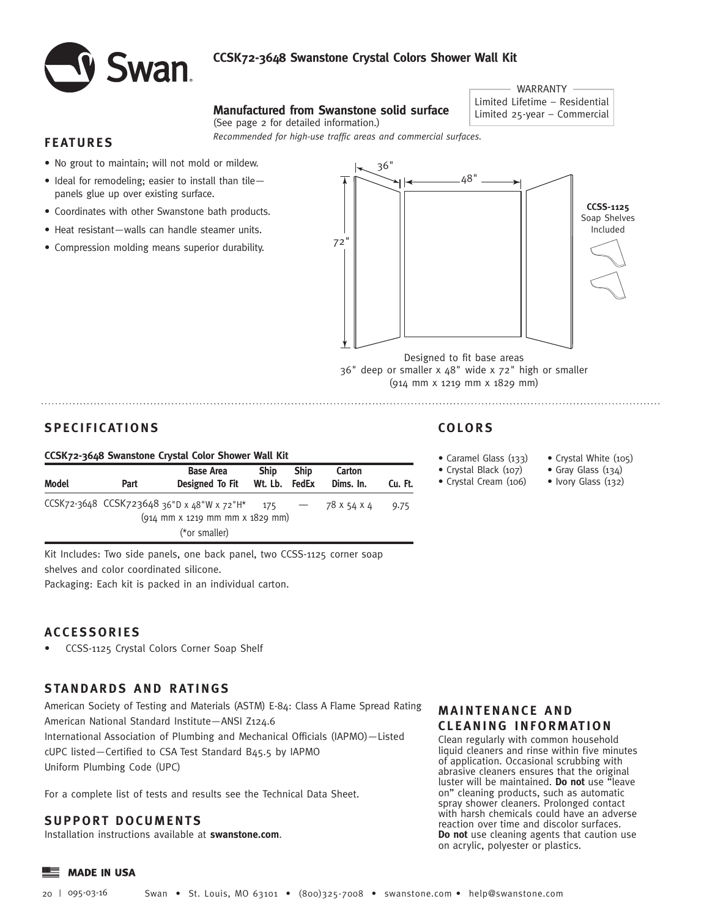# CCSK72-3648 Swanstone Crystal Colors Shower Wall Kit

**Manufactured from Swanstone solid surface**
(See page 2 for detailed information.)
*Recommended for high-use traffic areas and commercial surfaces.*

WARRANTY
Limited Lifetime – Residential
Limited 25-year – Commercial

## FEATURES

- No grout to maintain; will not mold or mildew.
- Ideal for remodeling; easier to install than tile—panels glue up over existing surface.
- Coordinates with other Swanstone bath products.
- Heat resistant—walls can handle steamer units.
- Compression molding means superior durability.

36" | 48" | 72"

**CCSS-1125**
Soap Shelves
Included

Designed to fit base areas
36" deep or smaller x 48" wide x 72" high or smaller
(914 mm x 1219 mm x 1829 mm)

## SPECIFICATIONS

**CCSK72-3648 Swanstone Crystal Color Shower Wall Kit**

| Model | Part | Base Area Designed To Fit | Ship Wt. Lb. | Ship FedEx | Carton Dims. In. | Cu. Ft. |
|---|---|---|---|---|---|---|
| CCSK72-3648 | CCSK723648 | 36"D x 48"W x 72"H* (914 mm x 1219 mm mm x 1829 mm) (*or smaller) | 175 | — | 78 x 54 x 4 | 9.75 |

Kit Includes: Two side panels, one back panel, two CCSS-1125 corner soap shelves and color coordinated silicone.
Packaging: Each kit is packed in an individual carton.

## COLORS

- Caramel Glass (133)
- Crystal Black (107)
- Crystal Cream (106)
- Crystal White (105)
- Gray Glass (134)
- Ivory Glass (132)

## ACCESSORIES

- CCSS-1125 Crystal Colors Corner Soap Shelf

## STANDARDS AND RATINGS

American Society of Testing and Materials (ASTM) E-84: Class A Flame Spread Rating
American National Standard Institute—ANSI Z124.6
International Association of Plumbing and Mechanical Officials (IAPMO)—Listed
cUPC listed—Certified to CSA Test Standard B45.5 by IAPMO
Uniform Plumbing Code (UPC)

For a complete list of tests and results see the Technical Data Sheet.

## SUPPORT DOCUMENTS

Installation instructions available at **swanstone.com**.

## MAINTENANCE AND CLEANING INFORMATION

Clean regularly with common household liquid cleaners and rinse within five minutes of application. Occasional scrubbing with abrasive cleaners ensures that the original luster will be maintained. **Do not** use "leave on" cleaning products, such as automatic spray shower cleaners. Prolonged contact with harsh chemicals could have an adverse reaction over time and discolor surfaces. **Do not** use cleaning agents that caution use on acrylic, polyester or plastics.

**MADE IN USA**

Swan • St. Louis, MO 63101 • (800)325-7008 • swanstone.com • help@swanstone.com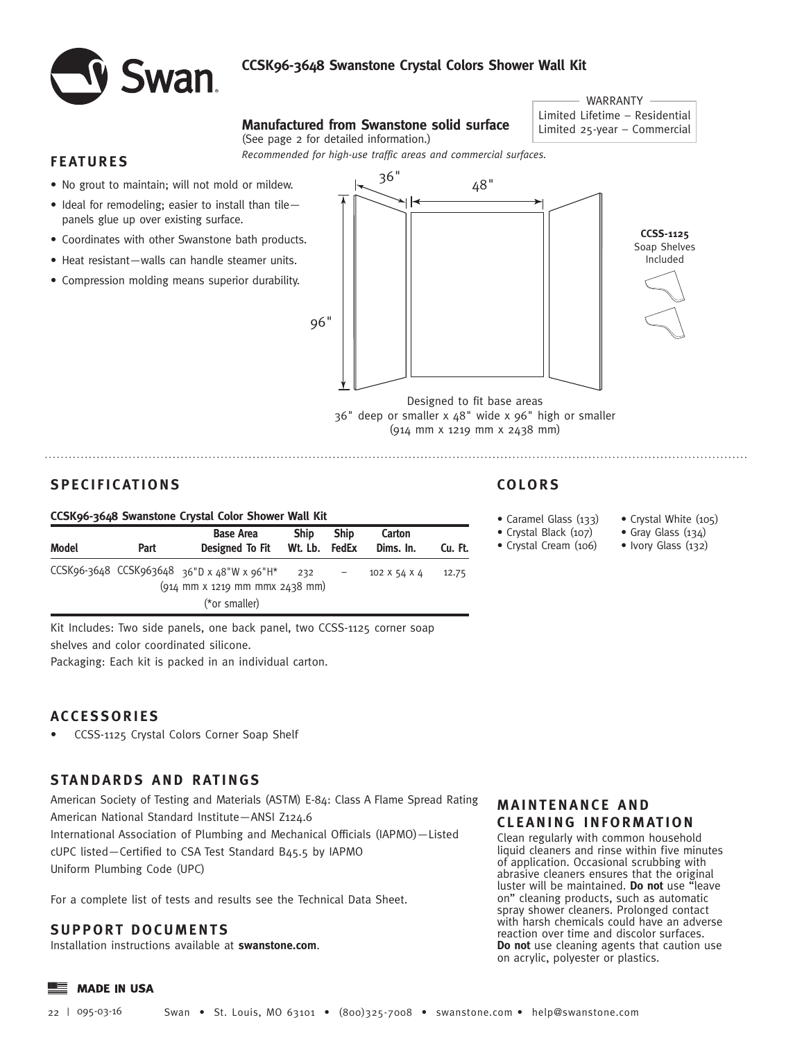# CCSK96-3648 Swanstone Crystal Colors Shower Wall Kit

**Manufactured from Swanstone solid surface**
(See page 2 for detailed information.)
*Recommended for high-use traffic areas and commercial surfaces.*

WARRANTY
Limited Lifetime – Residential
Limited 25-year – Commercial

## FEATURES

- No grout to maintain; will not mold or mildew.
- Ideal for remodeling; easier to install than tile—panels glue up over existing surface.
- Coordinates with other Swanstone bath products.
- Heat resistant—walls can handle steamer units.
- Compression molding means superior durability.

36"
48"
96"

**CCSS-1125**
Soap Shelves
Included

Designed to fit base areas
36" deep or smaller x 48" wide x 96" high or smaller
(914 mm x 1219 mm x 2438 mm)

## SPECIFICATIONS

**CCSK96-3648 Swanstone Crystal Color Shower Wall Kit**

| Model | Part | Base Area Designed To Fit | Ship Wt. Lb. | Ship FedEx | Carton Dims. In. | Cu. Ft. |
|---|---|---|---|---|---|---|
| CCSK96-3648 | CCSK963648 | 36"D x 48"W x 96"H* (914 mm x 1219 mm mmx 2438 mm) (*or smaller) | 232 | – | 102 x 54 x 4 | 12.75 |

Kit Includes: Two side panels, one back panel, two CCSS-1125 corner soap shelves and color coordinated silicone.
Packaging: Each kit is packed in an individual carton.

## COLORS

- Caramel Glass (133)
- Crystal Black (107)
- Crystal Cream (106)
- Crystal White (105)
- Gray Glass (134)
- Ivory Glass (132)

## ACCESSORIES

- CCSS-1125 Crystal Colors Corner Soap Shelf

## STANDARDS AND RATINGS

American Society of Testing and Materials (ASTM) E-84: Class A Flame Spread Rating
American National Standard Institute—ANSI Z124.6
International Association of Plumbing and Mechanical Officials (IAPMO)—Listed
cUPC listed—Certified to CSA Test Standard B45.5 by IAPMO
Uniform Plumbing Code (UPC)

For a complete list of tests and results see the Technical Data Sheet.

## SUPPORT DOCUMENTS

Installation instructions available at **swanstone.com**.

## MAINTENANCE AND CLEANING INFORMATION

Clean regularly with common household liquid cleaners and rinse within five minutes of application. Occasional scrubbing with abrasive cleaners ensures that the original luster will be maintained. **Do not** use "leave on" cleaning products, such as automatic spray shower cleaners. Prolonged contact with harsh chemicals could have an adverse reaction over time and discolor surfaces. **Do not** use cleaning agents that caution use on acrylic, polyester or plastics.

**MADE IN USA**

22 | 095-03-16 Swan • St. Louis, MO 63101 • (800)325-7008 • swanstone.com • help@swanstone.com